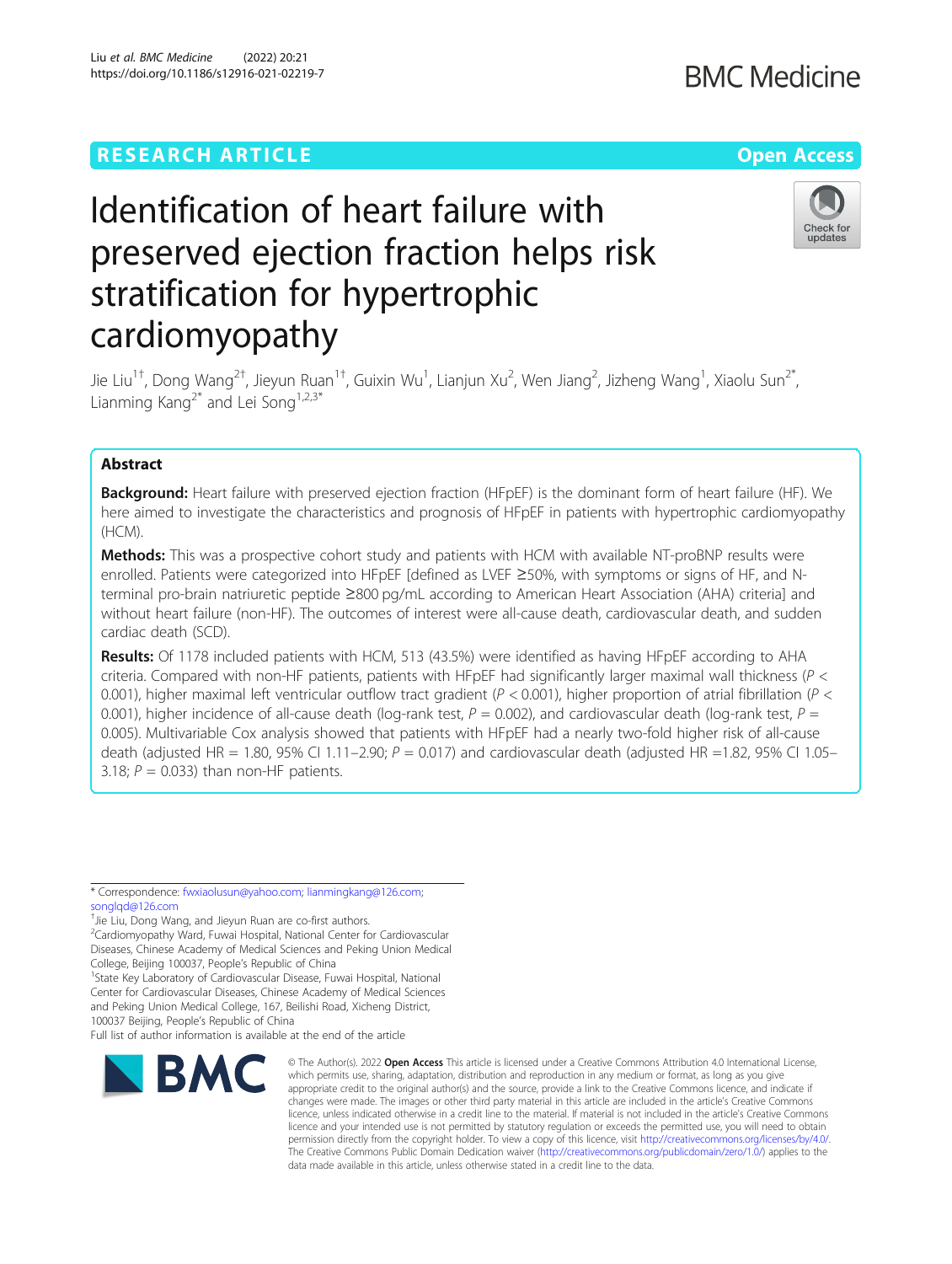RESEARCH ARTICLE

Open Access

# Identification of heart failure with preserved ejection fraction helps risk stratification for hypertrophic cardiomyopathy

Jie Liu[1†], Dong Wang[2†], Jieyun Ruan[1†], Guixin Wu[1], Lianjun Xu[2], Wen Jiang[2], Jizheng Wang[1], Xiaolu Sun[2*], Lianming Kang[2*] and Lei Song[1,2,3*]

## Abstract

**Background:** Heart failure with preserved ejection fraction (HFpEF) is the dominant form of heart failure (HF). We here aimed to investigate the characteristics and prognosis of HFpEF in patients with hypertrophic cardiomyopathy (HCM).

**Methods:** This was a prospective cohort study and patients with HCM with available NT-proBNP results were enrolled. Patients were categorized into HFpEF [defined as LVEF ≥50%, with symptoms or signs of HF, and N-terminal pro-brain natriuretic peptide ≥800 pg/mL according to American Heart Association (AHA) criteria] and without heart failure (non-HF). The outcomes of interest were all-cause death, cardiovascular death, and sudden cardiac death (SCD).

**Results:** Of 1178 included patients with HCM, 513 (43.5%) were identified as having HFpEF according to AHA criteria. Compared with non-HF patients, patients with HFpEF had significantly larger maximal wall thickness ($P < 0.001$), higher maximal left ventricular outflow tract gradient ($P < 0.001$), higher proportion of atrial fibrillation ($P < 0.001$), higher incidence of all-cause death (log-rank test, $P = 0.002$), and cardiovascular death (log-rank test, $P = 0.005$). Multivariable Cox analysis showed that patients with HFpEF had a nearly two-fold higher risk of all-cause death (adjusted HR = 1.80, 95% CI 1.11–2.90; $P = 0.017$) and cardiovascular death (adjusted HR =1.82, 95% CI 1.05–3.18; $P = 0.033$) than non-HF patients.

---

\* Correspondence: fwxiaolusun@yahoo.com; lianmingkang@126.com; songlqd@126.com

†Jie Liu, Dong Wang, and Jieyun Ruan are co-first authors.

[2]Cardiomyopathy Ward, Fuwai Hospital, National Center for Cardiovascular Diseases, Chinese Academy of Medical Sciences and Peking Union Medical College, Beijing 100037, People's Republic of China

[1]State Key Laboratory of Cardiovascular Disease, Fuwai Hospital, National Center for Cardiovascular Diseases, Chinese Academy of Medical Sciences and Peking Union Medical College, 167, Beilishi Road, Xicheng District, 100037 Beijing, People's Republic of China

Full list of author information is available at the end of the article

© The Author(s). 2022 **Open Access** This article is licensed under a Creative Commons Attribution 4.0 International License, which permits use, sharing, adaptation, distribution and reproduction in any medium or format, as long as you give appropriate credit to the original author(s) and the source, provide a link to the Creative Commons licence, and indicate if changes were made. The images or other third party material in this article are included in the article's Creative Commons licence, unless indicated otherwise in a credit line to the material. If material is not included in the article's Creative Commons licence and your intended use is not permitted by statutory regulation or exceeds the permitted use, you will need to obtain permission directly from the copyright holder. To view a copy of this licence, visit http://creativecommons.org/licenses/by/4.0/. The Creative Commons Public Domain Dedication waiver (http://creativecommons.org/publicdomain/zero/1.0/) applies to the data made available in this article, unless otherwise stated in a credit line to the data.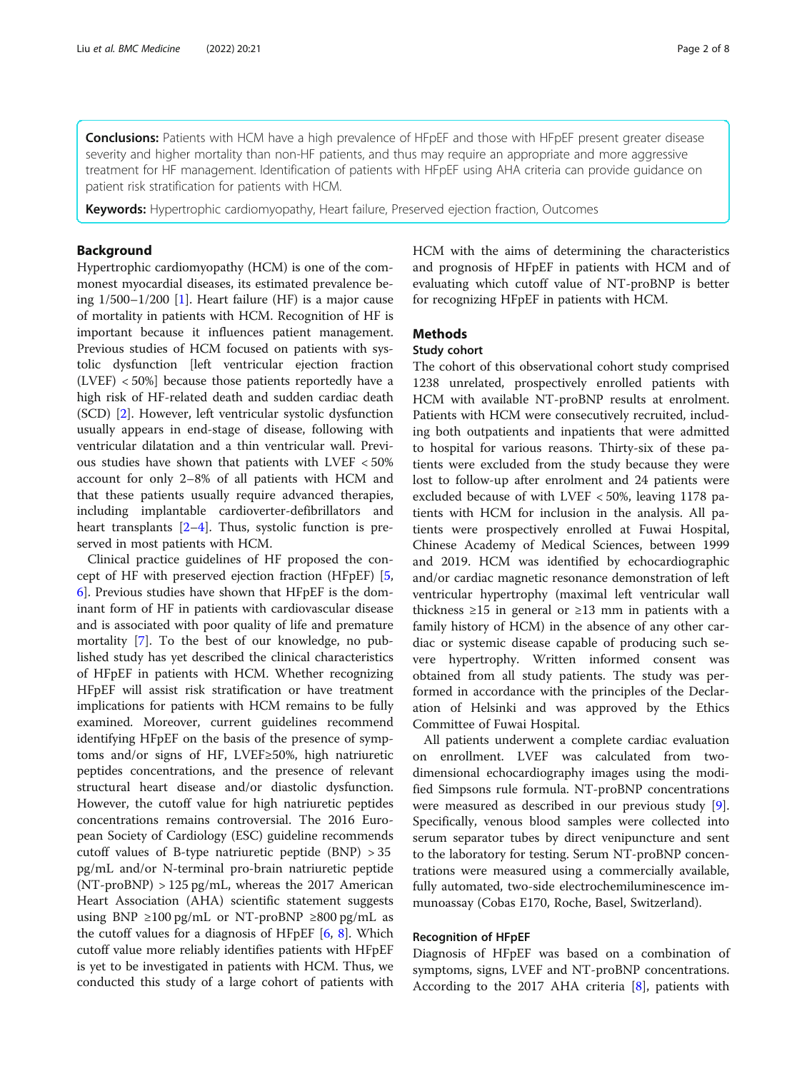**Conclusions:** Patients with HCM have a high prevalence of HFpEF and those with HFpEF present greater disease severity and higher mortality than non-HF patients, and thus may require an appropriate and more aggressive treatment for HF management. Identification of patients with HFpEF using AHA criteria can provide guidance on patient risk stratification for patients with HCM.

**Keywords:** Hypertrophic cardiomyopathy, Heart failure, Preserved ejection fraction, Outcomes

## Background

Hypertrophic cardiomyopathy (HCM) is one of the commonest myocardial diseases, its estimated prevalence being 1/500–1/200 [1]. Heart failure (HF) is a major cause of mortality in patients with HCM. Recognition of HF is important because it influences patient management. Previous studies of HCM focused on patients with systolic dysfunction [left ventricular ejection fraction (LVEF) < 50%] because those patients reportedly have a high risk of HF-related death and sudden cardiac death (SCD) [2]. However, left ventricular systolic dysfunction usually appears in end-stage of disease, following with ventricular dilatation and a thin ventricular wall. Previous studies have shown that patients with LVEF < 50% account for only 2–8% of all patients with HCM and that these patients usually require advanced therapies, including implantable cardioverter-defibrillators and heart transplants [2–4]. Thus, systolic function is preserved in most patients with HCM.

Clinical practice guidelines of HF proposed the concept of HF with preserved ejection fraction (HFpEF) [5, 6]. Previous studies have shown that HFpEF is the dominant form of HF in patients with cardiovascular disease and is associated with poor quality of life and premature mortality [7]. To the best of our knowledge, no published study has yet described the clinical characteristics of HFpEF in patients with HCM. Whether recognizing HFpEF will assist risk stratification or have treatment implications for patients with HCM remains to be fully examined. Moreover, current guidelines recommend identifying HFpEF on the basis of the presence of symptoms and/or signs of HF, LVEF≥50%, high natriuretic peptides concentrations, and the presence of relevant structural heart disease and/or diastolic dysfunction. However, the cutoff value for high natriuretic peptides concentrations remains controversial. The 2016 European Society of Cardiology (ESC) guideline recommends cutoff values of B-type natriuretic peptide (BNP) > 35 pg/mL and/or N-terminal pro-brain natriuretic peptide (NT-proBNP) > 125 pg/mL, whereas the 2017 American Heart Association (AHA) scientific statement suggests using BNP ≥100 pg/mL or NT-proBNP ≥800 pg/mL as the cutoff values for a diagnosis of HFpEF [6, 8]. Which cutoff value more reliably identifies patients with HFpEF is yet to be investigated in patients with HCM. Thus, we conducted this study of a large cohort of patients with HCM with the aims of determining the characteristics and prognosis of HFpEF in patients with HCM and of evaluating which cutoff value of NT-proBNP is better for recognizing HFpEF in patients with HCM.

## Methods

### Study cohort

The cohort of this observational cohort study comprised 1238 unrelated, prospectively enrolled patients with HCM with available NT-proBNP results at enrolment. Patients with HCM were consecutively recruited, including both outpatients and inpatients that were admitted to hospital for various reasons. Thirty-six of these patients were excluded from the study because they were lost to follow-up after enrolment and 24 patients were excluded because of with LVEF < 50%, leaving 1178 patients with HCM for inclusion in the analysis. All patients were prospectively enrolled at Fuwai Hospital, Chinese Academy of Medical Sciences, between 1999 and 2019. HCM was identified by echocardiographic and/or cardiac magnetic resonance demonstration of left ventricular hypertrophy (maximal left ventricular wall thickness ≥15 in general or ≥13 mm in patients with a family history of HCM) in the absence of any other cardiac or systemic disease capable of producing such severe hypertrophy. Written informed consent was obtained from all study patients. The study was performed in accordance with the principles of the Declaration of Helsinki and was approved by the Ethics Committee of Fuwai Hospital.

All patients underwent a complete cardiac evaluation on enrollment. LVEF was calculated from two-dimensional echocardiography images using the modified Simpsons rule formula. NT-proBNP concentrations were measured as described in our previous study [9]. Specifically, venous blood samples were collected into serum separator tubes by direct venipuncture and sent to the laboratory for testing. Serum NT-proBNP concentrations were measured using a commercially available, fully automated, two-side electrochemiluminescence immunoassay (Cobas E170, Roche, Basel, Switzerland).

### Recognition of HFpEF

Diagnosis of HFpEF was based on a combination of symptoms, signs, LVEF and NT-proBNP concentrations. According to the 2017 AHA criteria [8], patients with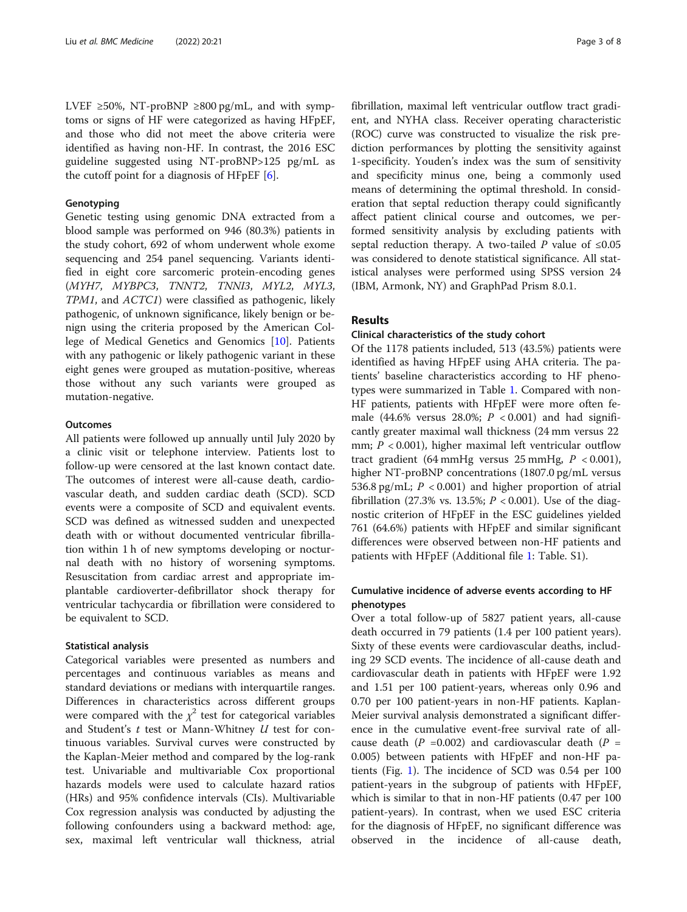LVEF ≥50%, NT-proBNP ≥800 pg/mL, and with symptoms or signs of HF were categorized as having HFpEF, and those who did not meet the above criteria were identified as having non-HF. In contrast, the 2016 ESC guideline suggested using NT-proBNP>125 pg/mL as the cutoff point for a diagnosis of HFpEF [6].

### Genotyping

Genetic testing using genomic DNA extracted from a blood sample was performed on 946 (80.3%) patients in the study cohort, 692 of whom underwent whole exome sequencing and 254 panel sequencing. Variants identified in eight core sarcomeric protein-encoding genes (*MYH7*, *MYBPC3*, *TNNT2*, *TNNI3*, *MYL2*, *MYL3*, *TPM1*, and *ACTC1*) were classified as pathogenic, likely pathogenic, of unknown significance, likely benign or benign using the criteria proposed by the American College of Medical Genetics and Genomics [10]. Patients with any pathogenic or likely pathogenic variant in these eight genes were grouped as mutation-positive, whereas those without any such variants were grouped as mutation-negative.

### Outcomes

All patients were followed up annually until July 2020 by a clinic visit or telephone interview. Patients lost to follow-up were censored at the last known contact date. The outcomes of interest were all-cause death, cardiovascular death, and sudden cardiac death (SCD). SCD events were a composite of SCD and equivalent events. SCD was defined as witnessed sudden and unexpected death with or without documented ventricular fibrillation within 1 h of new symptoms developing or nocturnal death with no history of worsening symptoms. Resuscitation from cardiac arrest and appropriate implantable cardioverter-defibrillator shock therapy for ventricular tachycardia or fibrillation were considered to be equivalent to SCD.

### Statistical analysis

Categorical variables were presented as numbers and percentages and continuous variables as means and standard deviations or medians with interquartile ranges. Differences in characteristics across different groups were compared with the $\chi^2$ test for categorical variables and Student's $t$ test or Mann-Whitney $U$ test for continuous variables. Survival curves were constructed by the Kaplan-Meier method and compared by the log-rank test. Univariable and multivariable Cox proportional hazards models were used to calculate hazard ratios (HRs) and 95% confidence intervals (CIs). Multivariable Cox regression analysis was conducted by adjusting the following confounders using a backward method: age, sex, maximal left ventricular wall thickness, atrial fibrillation, maximal left ventricular outflow tract gradient, and NYHA class. Receiver operating characteristic (ROC) curve was constructed to visualize the risk prediction performances by plotting the sensitivity against 1-specificity. Youden's index was the sum of sensitivity and specificity minus one, being a commonly used means of determining the optimal threshold. In consideration that septal reduction therapy could significantly affect patient clinical course and outcomes, we performed sensitivity analysis by excluding patients with septal reduction therapy. A two-tailed $P$ value of ≤0.05 was considered to denote statistical significance. All statistical analyses were performed using SPSS version 24 (IBM, Armonk, NY) and GraphPad Prism 8.0.1.

## Results

### Clinical characteristics of the study cohort

Of the 1178 patients included, 513 (43.5%) patients were identified as having HFpEF using AHA criteria. The patients' baseline characteristics according to HF phenotypes were summarized in Table 1. Compared with non-HF patients, patients with HFpEF were more often female (44.6% versus 28.0%; $P < 0.001$) and had significantly greater maximal wall thickness (24 mm versus 22 mm; $P < 0.001$), higher maximal left ventricular outflow tract gradient (64 mmHg versus 25 mmHg, $P < 0.001$), higher NT-proBNP concentrations (1807.0 pg/mL versus 536.8 pg/mL; $P < 0.001$) and higher proportion of atrial fibrillation (27.3% vs. 13.5%; $P < 0.001$). Use of the diagnostic criterion of HFpEF in the ESC guidelines yielded 761 (64.6%) patients with HFpEF and similar significant differences were observed between non-HF patients and patients with HFpEF (Additional file 1: Table. S1).

### Cumulative incidence of adverse events according to HF phenotypes

Over a total follow-up of 5827 patient years, all-cause death occurred in 79 patients (1.4 per 100 patient years). Sixty of these events were cardiovascular deaths, including 29 SCD events. The incidence of all-cause death and cardiovascular death in patients with HFpEF were 1.92 and 1.51 per 100 patient-years, whereas only 0.96 and 0.70 per 100 patient-years in non-HF patients. Kaplan-Meier survival analysis demonstrated a significant difference in the cumulative event-free survival rate of all-cause death ($P$ =0.002) and cardiovascular death ($P$ = 0.005) between patients with HFpEF and non-HF patients (Fig. 1). The incidence of SCD was 0.54 per 100 patient-years in the subgroup of patients with HFpEF, which is similar to that in non-HF patients (0.47 per 100 patient-years). In contrast, when we used ESC criteria for the diagnosis of HFpEF, no significant difference was observed in the incidence of all-cause death,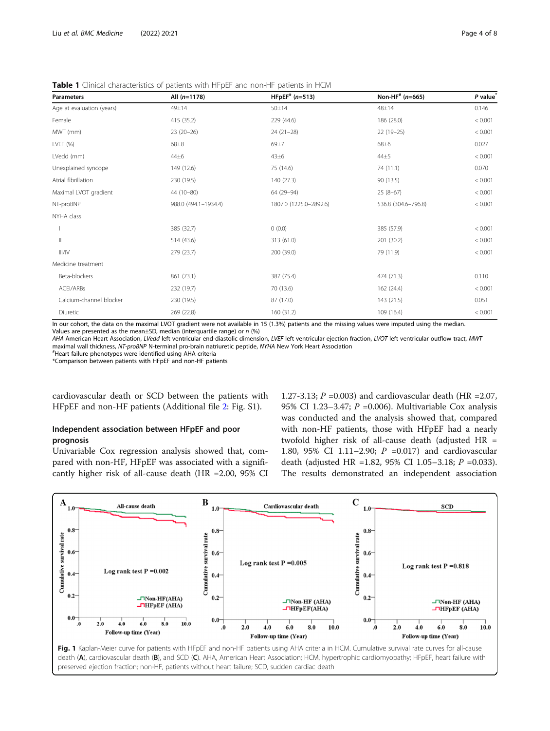**Table 1** Clinical characteristics of patients with HFpEF and non-HF patients in HCM

| Parameters | All (*n*=1178) | HFpEF[#] (*n*=513) | Non-HF[#] (*n*=665) | *P* value[*] |
|---|---|---|---|---|
| Age at evaluation (years) | 49±14 | 50±14 | 48±14 | 0.146 |
| Female | 415 (35.2) | 229 (44.6) | 186 (28.0) | < 0.001 |
| MWT (mm) | 23 (20–26) | 24 (21–28) | 22 (19–25) | < 0.001 |
| LVEF (%) | 68±8 | 69±7 | 68±6 | 0.027 |
| LVedd (mm) | 44±6 | 43±6 | 44±5 | < 0.001 |
| Unexplained syncope | 149 (12.6) | 75 (14.6) | 74 (11.1) | 0.070 |
| Atrial fibrillation | 230 (19.5) | 140 (27.3) | 90 (13.5) | < 0.001 |
| Maximal LVOT gradient | 44 (10–80) | 64 (29–94) | 25 (8–67) | < 0.001 |
| NT-proBNP | 988.0 (494.1–1934.4) | 1807.0 (1225.0–2892.6) | 536.8 (304.6–796.8) | < 0.001 |
| NYHA class | | | | |
| I | 385 (32.7) | 0 (0.0) | 385 (57.9) | < 0.001 |
| II | 514 (43.6) | 313 (61.0) | 201 (30.2) | < 0.001 |
| III/IV | 279 (23.7) | 200 (39.0) | 79 (11.9) | < 0.001 |
| Medicine treatment | | | | |
| Beta-blockers | 861 (73.1) | 387 (75.4) | 474 (71.3) | 0.110 |
| ACEI/ARBs | 232 (19.7) | 70 (13.6) | 162 (24.4) | < 0.001 |
| Calcium-channel blocker | 230 (19.5) | 87 (17.0) | 143 (21.5) | 0.051 |
| Diuretic | 269 (22.8) | 160 (31.2) | 109 (16.4) | < 0.001 |

In our cohort, the data on the maximal LVOT gradient were not available in 15 (1.3%) patients and the missing values were imputed using the median.
Values are presented as the mean±SD, median (interquartile range) or *n* (%)
*AHA* American Heart Association, *LVedd* left ventricular end-diastolic dimension, *LVEF* left ventricular ejection fraction, *LVOT* left ventricular outflow tract, *MWT* maximal wall thickness, *NT-proBNP* N-terminal pro-brain natriuretic peptide, *NYHA* New York Heart Association
[#]Heart failure phenotypes were identified using AHA criteria
*Comparison between patients with HFpEF and non-HF patients

cardiovascular death or SCD between the patients with HFpEF and non-HF patients (Additional file 2: Fig. S1).

### Independent association between HFpEF and poor prognosis

Univariable Cox regression analysis showed that, compared with non-HF, HFpEF was associated with a significantly higher risk of all-cause death (HR =2.00, 95% CI 1.27-3.13; *P* =0.003) and cardiovascular death (HR =2.07, 95% CI 1.23–3.47; *P* =0.006). Multivariable Cox analysis was conducted and the analysis showed that, compared with non-HF patients, those with HFpEF had a nearly twofold higher risk of all-cause death (adjusted HR = 1.80, 95% CI 1.11–2.90; *P* =0.017) and cardiovascular death (adjusted HR =1.82, 95% CI 1.05–3.18; *P* =0.033). The results demonstrated an independent association

**Fig. 1** Kaplan-Meier curve for patients with HFpEF and non-HF patients using AHA criteria in HCM. Cumulative survival rate curves for all-cause death (**A**), cardiovascular death (**B**), and SCD (**C**). AHA, American Heart Association; HCM, hypertrophic cardiomyopathy; HFpEF, heart failure with preserved ejection fraction; non-HF, patients without heart failure; SCD, sudden cardiac death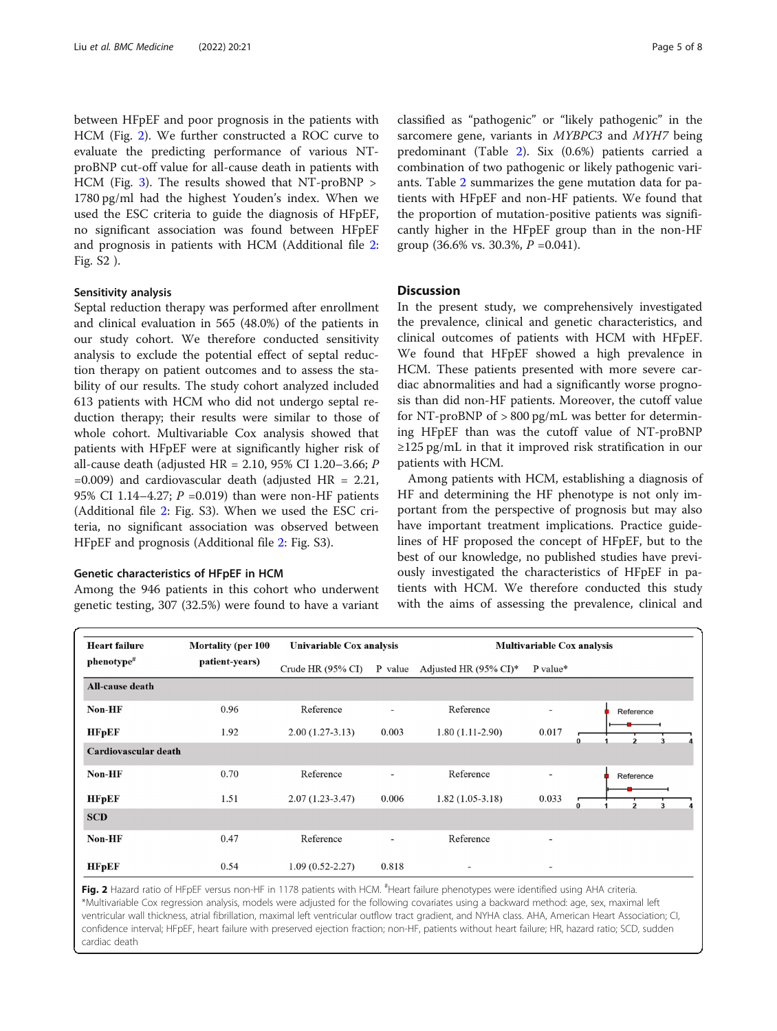between HFpEF and poor prognosis in the patients with HCM (Fig. 2). We further constructed a ROC curve to evaluate the predicting performance of various NT-proBNP cut-off value for all-cause death in patients with HCM (Fig. 3). The results showed that NT-proBNP > 1780 pg/ml had the highest Youden's index. When we used the ESC criteria to guide the diagnosis of HFpEF, no significant association was found between HFpEF and prognosis in patients with HCM (Additional file 2: Fig. S2 ).

### Sensitivity analysis

Septal reduction therapy was performed after enrollment and clinical evaluation in 565 (48.0%) of the patients in our study cohort. We therefore conducted sensitivity analysis to exclude the potential effect of septal reduction therapy on patient outcomes and to assess the stability of our results. The study cohort analyzed included 613 patients with HCM who did not undergo septal reduction therapy; their results were similar to those of whole cohort. Multivariable Cox analysis showed that patients with HFpEF were at significantly higher risk of all-cause death (adjusted HR = 2.10, 95% CI 1.20–3.66; *P* =0.009) and cardiovascular death (adjusted HR = 2.21, 95% CI 1.14–4.27; *P* =0.019) than were non-HF patients (Additional file 2: Fig. S3). When we used the ESC criteria, no significant association was observed between HFpEF and prognosis (Additional file 2: Fig. S3).

### Genetic characteristics of HFpEF in HCM

Among the 946 patients in this cohort who underwent genetic testing, 307 (32.5%) were found to have a variant classified as "pathogenic" or "likely pathogenic" in the sarcomere gene, variants in *MYBPC3* and *MYH7* being predominant (Table 2). Six (0.6%) patients carried a combination of two pathogenic or likely pathogenic variants. Table 2 summarizes the gene mutation data for patients with HFpEF and non-HF patients. We found that the proportion of mutation-positive patients was significantly higher in the HFpEF group than in the non-HF group (36.6% vs. 30.3%, *P* =0.041).

## Discussion

In the present study, we comprehensively investigated the prevalence, clinical and genetic characteristics, and clinical outcomes of patients with HCM with HFpEF. We found that HFpEF showed a high prevalence in HCM. These patients presented with more severe cardiac abnormalities and had a significantly worse prognosis than did non-HF patients. Moreover, the cutoff value for NT-proBNP of > 800 pg/mL was better for determining HFpEF than was the cutoff value of NT-proBNP ≥125 pg/mL in that it improved risk stratification in our patients with HCM.

Among patients with HCM, establishing a diagnosis of HF and determining the HF phenotype is not only important from the perspective of prognosis but may also have important treatment implications. Practice guidelines of HF proposed the concept of HFpEF, but to the best of our knowledge, no published studies have previously investigated the characteristics of HFpEF in patients with HCM. We therefore conducted this study with the aims of assessing the prevalence, clinical and

| Heart failure phenotype[#] | Mortality (per 100 patient-years) | Univariable Cox analysis | | Multivariable Cox analysis | |
|---|---|---|---|---|---|
| | | Crude HR (95% CI) | P value | Adjusted HR (95% CI)* | P value* |
| **All-cause death** | | | | | |
| **Non-HF** | 0.96 | Reference | - | Reference | - |
| **HFpEF** | 1.92 | 2.00 (1.27-3.13) | 0.003 | 1.80 (1.11-2.90) | 0.017 |
| **Cardiovascular death** | | | | | |
| **Non-HF** | 0.70 | Reference | - | Reference | - |
| **HFpEF** | 1.51 | 2.07 (1.23-3.47) | 0.006 | 1.82 (1.05-3.18) | 0.033 |
| **SCD** | | | | | |
| **Non-HF** | 0.47 | Reference | - | Reference | - |
| **HFpEF** | 0.54 | 1.09 (0.52-2.27) | 0.818 | - | - |

**Fig. 2** Hazard ratio of HFpEF versus non-HF in 1178 patients with HCM. [#]Heart failure phenotypes were identified using AHA criteria. *Multivariable Cox regression analysis, models were adjusted for the following covariates using a backward method: age, sex, maximal left ventricular wall thickness, atrial fibrillation, maximal left ventricular outflow tract gradient, and NYHA class. AHA, American Heart Association; CI, confidence interval; HFpEF, heart failure with preserved ejection fraction; non-HF, patients without heart failure; HR, hazard ratio; SCD, sudden cardiac death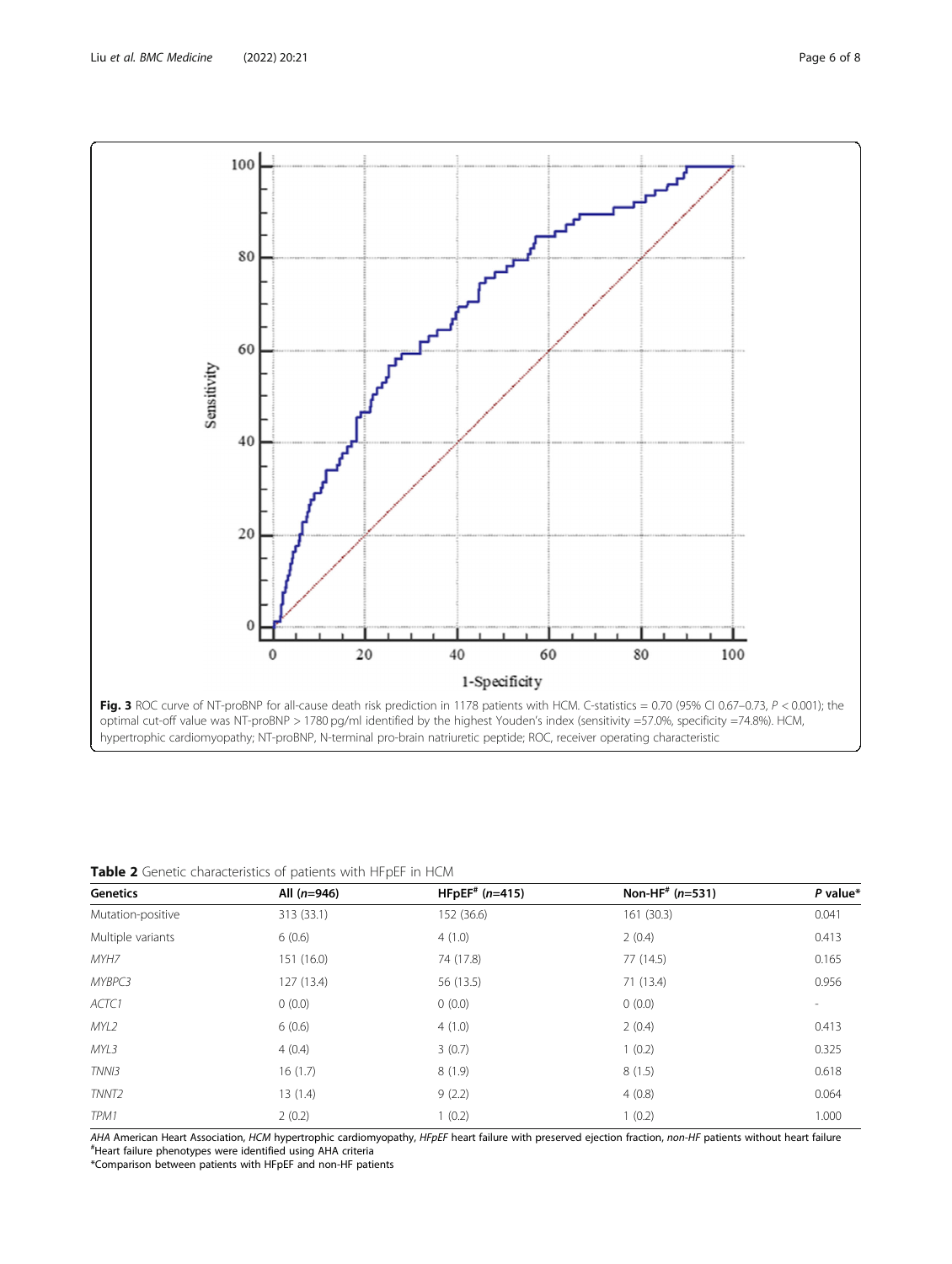**Fig. 3** ROC curve of NT-proBNP for all-cause death risk prediction in 1178 patients with HCM. C-statistics = 0.70 (95% CI 0.67–0.73, *P* < 0.001); the optimal cut-off value was NT-proBNP > 1780 pg/ml identified by the highest Youden's index (sensitivity =57.0%, specificity =74.8%). HCM, hypertrophic cardiomyopathy; NT-proBNP, N-terminal pro-brain natriuretic peptide; ROC, receiver operating characteristic

**Table 2** Genetic characteristics of patients with HFpEF in HCM

| Genetics | All (*n*=946) | HFpEF[#] (*n*=415) | Non-HF[#] (*n*=531) | *P* value* |
|---|---|---|---|---|
| Mutation-positive | 313 (33.1) | 152 (36.6) | 161 (30.3) | 0.041 |
| Multiple variants | 6 (0.6) | 4 (1.0) | 2 (0.4) | 0.413 |
| *MYH7* | 151 (16.0) | 74 (17.8) | 77 (14.5) | 0.165 |
| *MYBPC3* | 127 (13.4) | 56 (13.5) | 71 (13.4) | 0.956 |
| *ACTC1* | 0 (0.0) | 0 (0.0) | 0 (0.0) | - |
| *MYL2* | 6 (0.6) | 4 (1.0) | 2 (0.4) | 0.413 |
| *MYL3* | 4 (0.4) | 3 (0.7) | 1 (0.2) | 0.325 |
| *TNNI3* | 16 (1.7) | 8 (1.9) | 8 (1.5) | 0.618 |
| *TNNT2* | 13 (1.4) | 9 (2.2) | 4 (0.8) | 0.064 |
| *TPM1* | 2 (0.2) | 1 (0.2) | 1 (0.2) | 1.000 |

*AHA* American Heart Association, *HCM* hypertrophic cardiomyopathy, *HFpEF* heart failure with preserved ejection fraction, *non-HF* patients without heart failure
[#]Heart failure phenotypes were identified using AHA criteria
*Comparison between patients with HFpEF and non-HF patients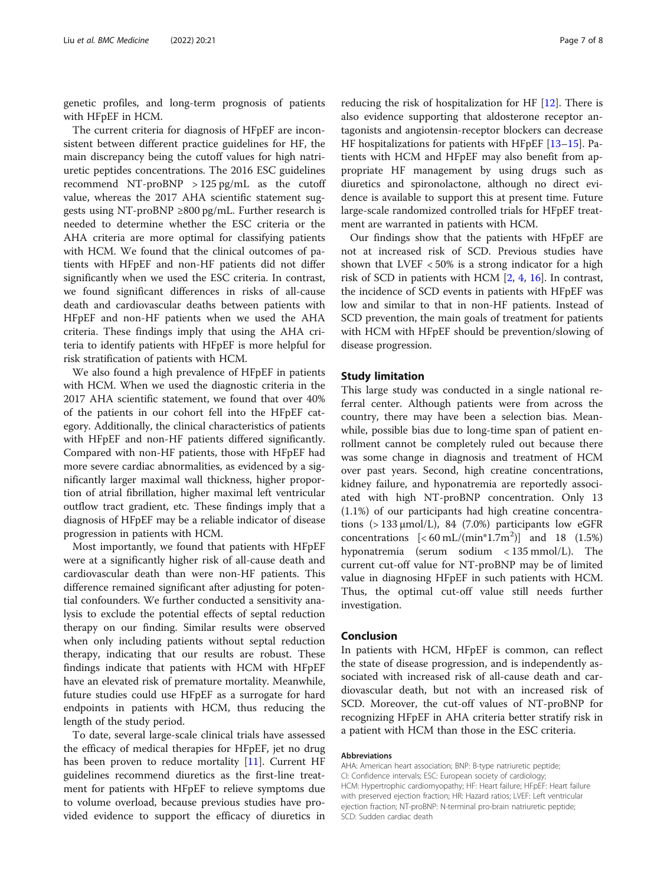genetic profiles, and long-term prognosis of patients with HFpEF in HCM.

The current criteria for diagnosis of HFpEF are inconsistent between different practice guidelines for HF, the main discrepancy being the cutoff values for high natriuretic peptides concentrations. The 2016 ESC guidelines recommend NT-proBNP > 125 pg/mL as the cutoff value, whereas the 2017 AHA scientific statement suggests using NT-proBNP ≥800 pg/mL. Further research is needed to determine whether the ESC criteria or the AHA criteria are more optimal for classifying patients with HCM. We found that the clinical outcomes of patients with HFpEF and non-HF patients did not differ significantly when we used the ESC criteria. In contrast, we found significant differences in risks of all-cause death and cardiovascular deaths between patients with HFpEF and non-HF patients when we used the AHA criteria. These findings imply that using the AHA criteria to identify patients with HFpEF is more helpful for risk stratification of patients with HCM.

We also found a high prevalence of HFpEF in patients with HCM. When we used the diagnostic criteria in the 2017 AHA scientific statement, we found that over 40% of the patients in our cohort fell into the HFpEF category. Additionally, the clinical characteristics of patients with HFpEF and non-HF patients differed significantly. Compared with non-HF patients, those with HFpEF had more severe cardiac abnormalities, as evidenced by a significantly larger maximal wall thickness, higher proportion of atrial fibrillation, higher maximal left ventricular outflow tract gradient, etc. These findings imply that a diagnosis of HFpEF may be a reliable indicator of disease progression in patients with HCM.

Most importantly, we found that patients with HFpEF were at a significantly higher risk of all-cause death and cardiovascular death than were non-HF patients. This difference remained significant after adjusting for potential confounders. We further conducted a sensitivity analysis to exclude the potential effects of septal reduction therapy on our finding. Similar results were observed when only including patients without septal reduction therapy, indicating that our results are robust. These findings indicate that patients with HCM with HFpEF have an elevated risk of premature mortality. Meanwhile, future studies could use HFpEF as a surrogate for hard endpoints in patients with HCM, thus reducing the length of the study period.

To date, several large-scale clinical trials have assessed the efficacy of medical therapies for HFpEF, jet no drug has been proven to reduce mortality [11]. Current HF guidelines recommend diuretics as the first-line treatment for patients with HFpEF to relieve symptoms due to volume overload, because previous studies have provided evidence to support the efficacy of diuretics in reducing the risk of hospitalization for HF [12]. There is also evidence supporting that aldosterone receptor antagonists and angiotensin-receptor blockers can decrease HF hospitalizations for patients with HFpEF [13–15]. Patients with HCM and HFpEF may also benefit from appropriate HF management by using drugs such as diuretics and spironolactone, although no direct evidence is available to support this at present time. Future large-scale randomized controlled trials for HFpEF treatment are warranted in patients with HCM.

Our findings show that the patients with HFpEF are not at increased risk of SCD. Previous studies have shown that LVEF < 50% is a strong indicator for a high risk of SCD in patients with HCM [2, 4, 16]. In contrast, the incidence of SCD events in patients with HFpEF was low and similar to that in non-HF patients. Instead of SCD prevention, the main goals of treatment for patients with HCM with HFpEF should be prevention/slowing of disease progression.

## Study limitation

This large study was conducted in a single national referral center. Although patients were from across the country, there may have been a selection bias. Meanwhile, possible bias due to long-time span of patient enrollment cannot be completely ruled out because there was some change in diagnosis and treatment of HCM over past years. Second, high creatine concentrations, kidney failure, and hyponatremia are reportedly associated with high NT-proBNP concentration. Only 13 (1.1%) of our participants had high creatine concentrations (> 133 μmol/L), 84 (7.0%) participants low eGFR concentrations [< 60 mL/(min*1.7m$^2$)] and 18 (1.5%) hyponatremia (serum sodium < 135 mmol/L). The current cut-off value for NT-proBNP may be of limited value in diagnosing HFpEF in such patients with HCM. Thus, the optimal cut-off value still needs further investigation.

## Conclusion

In patients with HCM, HFpEF is common, can reflect the state of disease progression, and is independently associated with increased risk of all-cause death and cardiovascular death, but not with an increased risk of SCD. Moreover, the cut-off values of NT-proBNP for recognizing HFpEF in AHA criteria better stratify risk in a patient with HCM than those in the ESC criteria.

#### Abbreviations

AHA: American heart association; BNP: B-type natriuretic peptide; CI: Confidence intervals; ESC: European society of cardiology; HCM: Hypertrophic cardiomyopathy; HF: Heart failure; HFpEF: Heart failure with preserved ejection fraction; HR: Hazard ratios; LVEF: Left ventricular ejection fraction; NT-proBNP: N-terminal pro-brain natriuretic peptide; SCD: Sudden cardiac death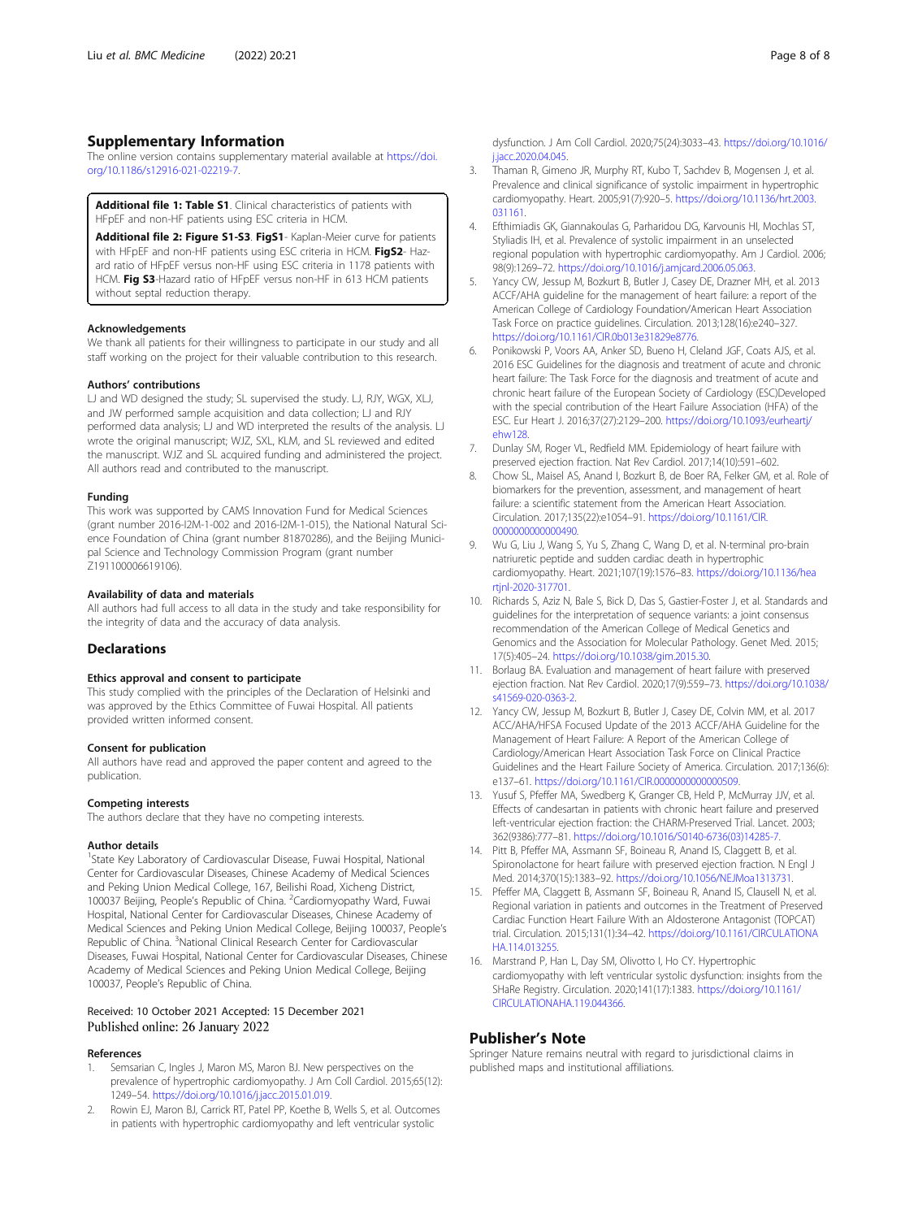## Supplementary Information

The online version contains supplementary material available at https://doi.org/10.1186/s12916-021-02219-7.

**Additional file 1: Table S1**. Clinical characteristics of patients with HFpEF and non-HF patients using ESC criteria in HCM.

**Additional file 2: Figure S1-S3**. **FigS1**- Kaplan-Meier curve for patients with HFpEF and non-HF patients using ESC criteria in HCM. **FigS2**- Hazard ratio of HFpEF versus non-HF using ESC criteria in 1178 patients with HCM. **Fig S3**-Hazard ratio of HFpEF versus non-HF in 613 HCM patients without septal reduction therapy.

#### Acknowledgements

We thank all patients for their willingness to participate in our study and all staff working on the project for their valuable contribution to this research.

#### Authors' contributions

LJ and WD designed the study; SL supervised the study. LJ, RJY, WGX, XLJ, and JW performed sample acquisition and data collection; LJ and RJY performed data analysis; LJ and WD interpreted the results of the analysis. LJ wrote the original manuscript; WJZ, SXL, KLM, and SL reviewed and edited the manuscript. WJZ and SL acquired funding and administered the project. All authors read and contributed to the manuscript.

#### Funding

This work was supported by CAMS Innovation Fund for Medical Sciences (grant number 2016-I2M-1-002 and 2016-I2M-1-015), the National Natural Science Foundation of China (grant number 81870286), and the Beijing Municipal Science and Technology Commission Program (grant number Z191100006619106).

#### Availability of data and materials

All authors had full access to all data in the study and take responsibility for the integrity of data and the accuracy of data analysis.

## Declarations

#### Ethics approval and consent to participate

This study complied with the principles of the Declaration of Helsinki and was approved by the Ethics Committee of Fuwai Hospital. All patients provided written informed consent.

#### Consent for publication

All authors have read and approved the paper content and agreed to the publication.

#### Competing interests

The authors declare that they have no competing interests.

#### Author details

[1]State Key Laboratory of Cardiovascular Disease, Fuwai Hospital, National Center for Cardiovascular Diseases, Chinese Academy of Medical Sciences and Peking Union Medical College, 167, Beilishi Road, Xicheng District, 100037 Beijing, People's Republic of China. [2]Cardiomyopathy Ward, Fuwai Hospital, National Center for Cardiovascular Diseases, Chinese Academy of Medical Sciences and Peking Union Medical College, Beijing 100037, People's Republic of China. [3]National Clinical Research Center for Cardiovascular Diseases, Fuwai Hospital, National Center for Cardiovascular Diseases, Chinese Academy of Medical Sciences and Peking Union Medical College, Beijing 100037, People's Republic of China.

Received: 10 October 2021 Accepted: 15 December 2021
Published online: 26 January 2022

#### References

1. Semsarian C, Ingles J, Maron MS, Maron BJ. New perspectives on the prevalence of hypertrophic cardiomyopathy. J Am Coll Cardiol. 2015;65(12):1249–54. https://doi.org/10.1016/j.jacc.2015.01.019.
2. Rowin EJ, Maron BJ, Carrick RT, Patel PP, Koethe B, Wells S, et al. Outcomes in patients with hypertrophic cardiomyopathy and left ventricular systolic dysfunction. J Am Coll Cardiol. 2020;75(24):3033–43. https://doi.org/10.1016/j.jacc.2020.04.045.
3. Thaman R, Gimeno JR, Murphy RT, Kubo T, Sachdev B, Mogensen J, et al. Prevalence and clinical significance of systolic impairment in hypertrophic cardiomyopathy. Heart. 2005;91(7):920–5. https://doi.org/10.1136/hrt.2003.031161.
4. Efthimiadis GK, Giannakoulas G, Parharidou DG, Karvounis HI, Mochlas ST, Styliadis IH, et al. Prevalence of systolic impairment in an unselected regional population with hypertrophic cardiomyopathy. Am J Cardiol. 2006;98(9):1269–72. https://doi.org/10.1016/j.amjcard.2006.05.063.
5. Yancy CW, Jessup M, Bozkurt B, Butler J, Casey DE, Drazner MH, et al. 2013 ACCF/AHA guideline for the management of heart failure: a report of the American College of Cardiology Foundation/American Heart Association Task Force on practice guidelines. Circulation. 2013;128(16):e240–327. https://doi.org/10.1161/CIR.0b013e31829e8776.
6. Ponikowski P, Voors AA, Anker SD, Bueno H, Cleland JGF, Coats AJS, et al. 2016 ESC Guidelines for the diagnosis and treatment of acute and chronic heart failure: The Task Force for the diagnosis and treatment of acute and chronic heart failure of the European Society of Cardiology (ESC)Developed with the special contribution of the Heart Failure Association (HFA) of the ESC. Eur Heart J. 2016;37(27):2129–200. https://doi.org/10.1093/eurheartj/ehw128.
7. Dunlay SM, Roger VL, Redfield MM. Epidemiology of heart failure with preserved ejection fraction. Nat Rev Cardiol. 2017;14(10):591–602.
8. Chow SL, Maisel AS, Anand I, Bozkurt B, de Boer RA, Felker GM, et al. Role of biomarkers for the prevention, assessment, and management of heart failure: a scientific statement from the American Heart Association. Circulation. 2017;135(22):e1054–91. https://doi.org/10.1161/CIR.0000000000000490.
9. Wu G, Liu J, Wang S, Yu S, Zhang C, Wang D, et al. N-terminal pro-brain natriuretic peptide and sudden cardiac death in hypertrophic cardiomyopathy. Heart. 2021;107(19):1576–83. https://doi.org/10.1136/heartjnl-2020-317701.
10. Richards S, Aziz N, Bale S, Bick D, Das S, Gastier-Foster J, et al. Standards and guidelines for the interpretation of sequence variants: a joint consensus recommendation of the American College of Medical Genetics and Genomics and the Association for Molecular Pathology. Genet Med. 2015;17(5):405–24. https://doi.org/10.1038/gim.2015.30.
11. Borlaug BA. Evaluation and management of heart failure with preserved ejection fraction. Nat Rev Cardiol. 2020;17(9):559–73. https://doi.org/10.1038/s41569-020-0363-2.
12. Yancy CW, Jessup M, Bozkurt B, Butler J, Casey DE, Colvin MM, et al. 2017 ACC/AHA/HFSA Focused Update of the 2013 ACCF/AHA Guideline for the Management of Heart Failure: A Report of the American College of Cardiology/American Heart Association Task Force on Clinical Practice Guidelines and the Heart Failure Society of America. Circulation. 2017;136(6):e137–61. https://doi.org/10.1161/CIR.0000000000000509.
13. Yusuf S, Pfeffer MA, Swedberg K, Granger CB, Held P, McMurray JJV, et al. Effects of candesartan in patients with chronic heart failure and preserved left-ventricular ejection fraction: the CHARM-Preserved Trial. Lancet. 2003;362(9386):777–81. https://doi.org/10.1016/S0140-6736(03)14285-7.
14. Pitt B, Pfeffer MA, Assmann SF, Boineau R, Anand IS, Claggett B, et al. Spironolactone for heart failure with preserved ejection fraction. N Engl J Med. 2014;370(15):1383–92. https://doi.org/10.1056/NEJMoa1313731.
15. Pfeffer MA, Claggett B, Assmann SF, Boineau R, Anand IS, Clausell N, et al. Regional variation in patients and outcomes in the Treatment of Preserved Cardiac Function Heart Failure With an Aldosterone Antagonist (TOPCAT) trial. Circulation. 2015;131(1):34–42. https://doi.org/10.1161/CIRCULATIONAHA.114.013255.
16. Marstrand P, Han L, Day SM, Olivotto I, Ho CY. Hypertrophic cardiomyopathy with left ventricular systolic dysfunction: insights from the SHaRe Registry. Circulation. 2020;141(17):1383. https://doi.org/10.1161/CIRCULATIONAHA.119.044366.

## Publisher's Note

Springer Nature remains neutral with regard to jurisdictional claims in published maps and institutional affiliations.